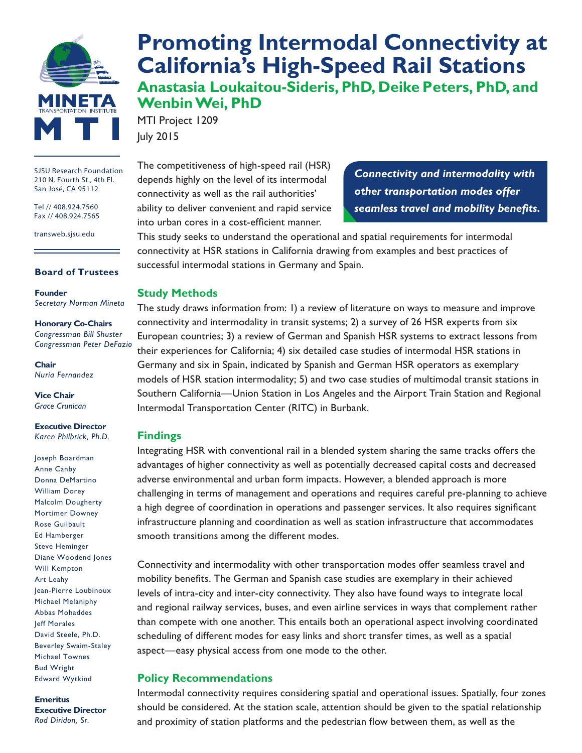# Promoting Intermodal Connectivity at California's High-Speed Rail Stations

## Anastasia Loukaitou-Sideris, PhD, Deike Peters, PhD, and Wenbin Wei, PhD

MTI Project 1209

July 2015

SJSU Research Foundation
210 N. Fourth St., 4th Fl.
San José, CA 95112

Tel // 408.924.7560
Fax // 408.924.7565

transweb.sjsu.edu

**Board of Trustees**

**Founder**
*Secretary Norman Mineta*

**Honorary Co-Chairs**
*Congressman Bill Shuster*
*Congressman Peter DeFazio*

**Chair**
*Nuria Fernandez*

**Vice Chair**
*Grace Crunican*

**Executive Director**
*Karen Philbrick, Ph.D.*

Joseph Boardman
Anne Canby
Donna DeMartino
William Dorey
Malcolm Dougherty
Mortimer Downey
Rose Guilbault
Ed Hamberger
Steve Heminger
Diane Woodend Jones
Will Kempton
Art Leahy
Jean-Pierre Loubinoux
Michael Melaniphy
Abbas Mohaddes
Jeff Morales
David Steele, Ph.D.
Beverley Swaim-Staley
Michael Townes
Bud Wright
Edward Wytkind

**Emeritus Executive Director**
*Rod Diridon, Sr.*

The competitiveness of high-speed rail (HSR) depends highly on the level of its intermodal connectivity as well as the rail authorities' ability to deliver convenient and rapid service into urban cores in a cost-efficient manner. This study seeks to understand the operational and spatial requirements for intermodal connectivity at HSR stations in California drawing from examples and best practices of successful intermodal stations in Germany and Spain.

***Connectivity and intermodality with other transportation modes offer seamless travel and mobility benefits.***

## Study Methods

The study draws information from: 1) a review of literature on ways to measure and improve connectivity and intermodality in transit systems; 2) a survey of 26 HSR experts from six European countries; 3) a review of German and Spanish HSR systems to extract lessons from their experiences for California; 4) six detailed case studies of intermodal HSR stations in Germany and six in Spain, indicated by Spanish and German HSR operators as exemplary models of HSR station intermodality; 5) and two case studies of multimodal transit stations in Southern California—Union Station in Los Angeles and the Airport Train Station and Regional Intermodal Transportation Center (RITC) in Burbank.

## Findings

Integrating HSR with conventional rail in a blended system sharing the same tracks offers the advantages of higher connectivity as well as potentially decreased capital costs and decreased adverse environmental and urban form impacts. However, a blended approach is more challenging in terms of management and operations and requires careful pre-planning to achieve a high degree of coordination in operations and passenger services. It also requires significant infrastructure planning and coordination as well as station infrastructure that accommodates smooth transitions among the different modes.

Connectivity and intermodality with other transportation modes offer seamless travel and mobility benefits. The German and Spanish case studies are exemplary in their achieved levels of intra-city and inter-city connectivity. They also have found ways to integrate local and regional railway services, buses, and even airline services in ways that complement rather than compete with one another. This entails both an operational aspect involving coordinated scheduling of different modes for easy links and short transfer times, as well as a spatial aspect—easy physical access from one mode to the other.

## Policy Recommendations

Intermodal connectivity requires considering spatial and operational issues. Spatially, four zones should be considered. At the station scale, attention should be given to the spatial relationship and proximity of station platforms and the pedestrian flow between them, as well as the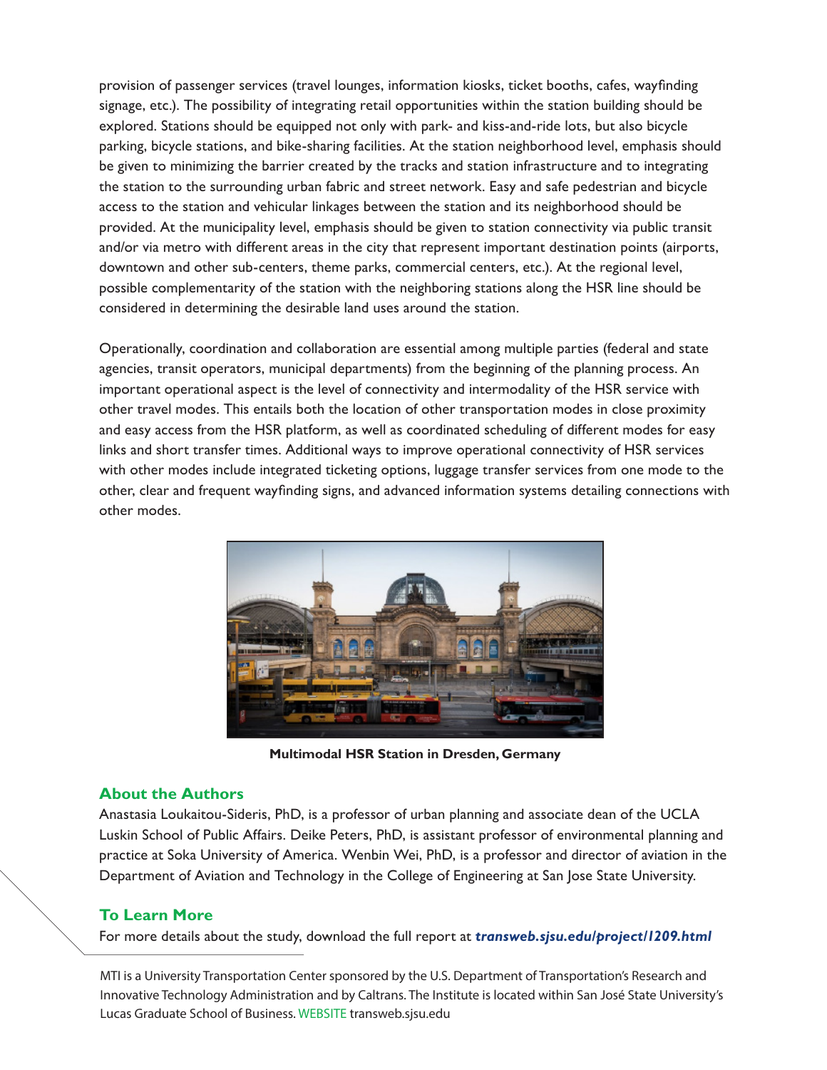provision of passenger services (travel lounges, information kiosks, ticket booths, cafes, wayfinding signage, etc.). The possibility of integrating retail opportunities within the station building should be explored. Stations should be equipped not only with park- and kiss-and-ride lots, but also bicycle parking, bicycle stations, and bike-sharing facilities. At the station neighborhood level, emphasis should be given to minimizing the barrier created by the tracks and station infrastructure and to integrating the station to the surrounding urban fabric and street network. Easy and safe pedestrian and bicycle access to the station and vehicular linkages between the station and its neighborhood should be provided. At the municipality level, emphasis should be given to station connectivity via public transit and/or via metro with different areas in the city that represent important destination points (airports, downtown and other sub-centers, theme parks, commercial centers, etc.). At the regional level, possible complementarity of the station with the neighboring stations along the HSR line should be considered in determining the desirable land uses around the station.

Operationally, coordination and collaboration are essential among multiple parties (federal and state agencies, transit operators, municipal departments) from the beginning of the planning process. An important operational aspect is the level of connectivity and intermodality of the HSR service with other travel modes. This entails both the location of other transportation modes in close proximity and easy access from the HSR platform, as well as coordinated scheduling of different modes for easy links and short transfer times. Additional ways to improve operational connectivity of HSR services with other modes include integrated ticketing options, luggage transfer services from one mode to the other, clear and frequent wayfinding signs, and advanced information systems detailing connections with other modes.

**Multimodal HSR Station in Dresden, Germany**

## About the Authors

Anastasia Loukaitou-Sideris, PhD, is a professor of urban planning and associate dean of the UCLA Luskin School of Public Affairs. Deike Peters, PhD, is assistant professor of environmental planning and practice at Soka University of America. Wenbin Wei, PhD, is a professor and director of aviation in the Department of Aviation and Technology in the College of Engineering at San Jose State University.

## To Learn More

For more details about the study, download the full report at ***transweb.sjsu.edu/project/1209.html***

MTI is a University Transportation Center sponsored by the U.S. Department of Transportation's Research and Innovative Technology Administration and by Caltrans. The Institute is located within San José State University's Lucas Graduate School of Business. WEBSITE transweb.sjsu.edu